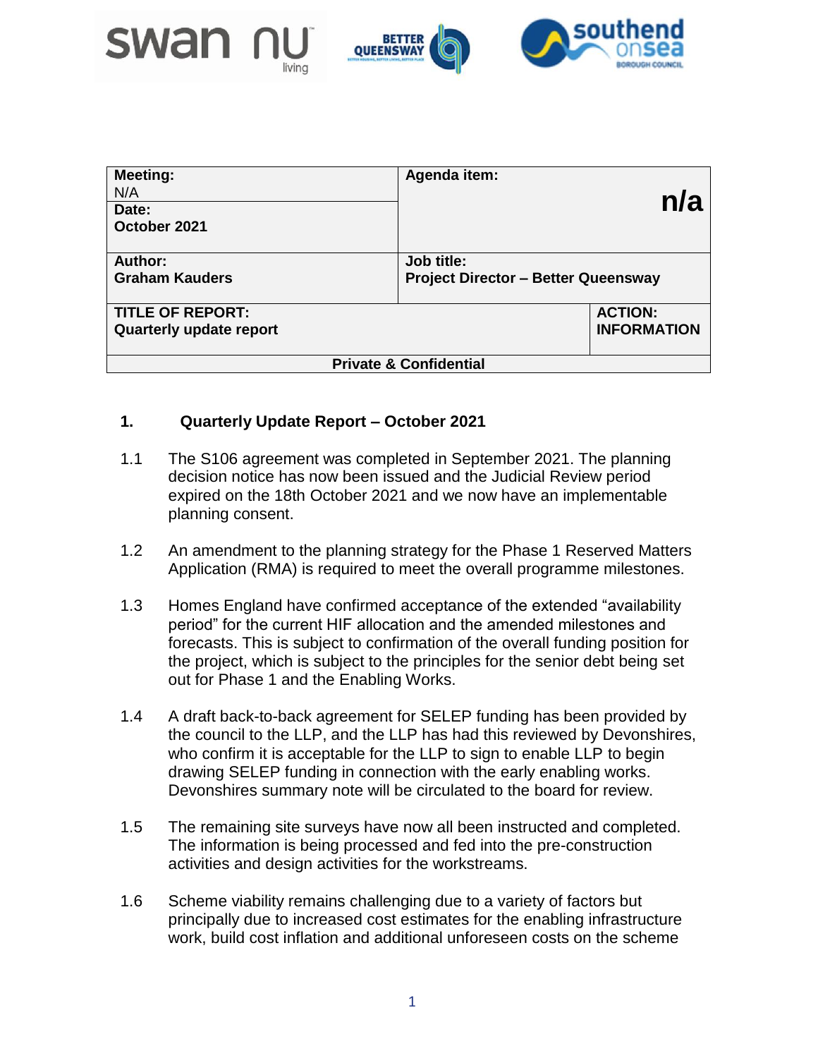| Meeting: N/A | Agenda item: | n/a |
|---|---|---|
| Date: **October 2021** | | |
| **Author:** **Graham Kauders** | **Job title:** **Project Director – Better Queensway** | |
| **TITLE OF REPORT:** **Quarterly update report** | | **ACTION:** **INFORMATION** |
| **Private & Confidential** | | |

## 1. Quarterly Update Report – October 2021

1.1 The S106 agreement was completed in September 2021. The planning decision notice has now been issued and the Judicial Review period expired on the 18th October 2021 and we now have an implementable planning consent.

1.2 An amendment to the planning strategy for the Phase 1 Reserved Matters Application (RMA) is required to meet the overall programme milestones.

1.3 Homes England have confirmed acceptance of the extended "availability period" for the current HIF allocation and the amended milestones and forecasts. This is subject to confirmation of the overall funding position for the project, which is subject to the principles for the senior debt being set out for Phase 1 and the Enabling Works.

1.4 A draft back-to-back agreement for SELEP funding has been provided by the council to the LLP, and the LLP has had this reviewed by Devonshires, who confirm it is acceptable for the LLP to sign to enable LLP to begin drawing SELEP funding in connection with the early enabling works. Devonshires summary note will be circulated to the board for review.

1.5 The remaining site surveys have now all been instructed and completed. The information is being processed and fed into the pre-construction activities and design activities for the workstreams.

1.6 Scheme viability remains challenging due to a variety of factors but principally due to increased cost estimates for the enabling infrastructure work, build cost inflation and additional unforeseen costs on the scheme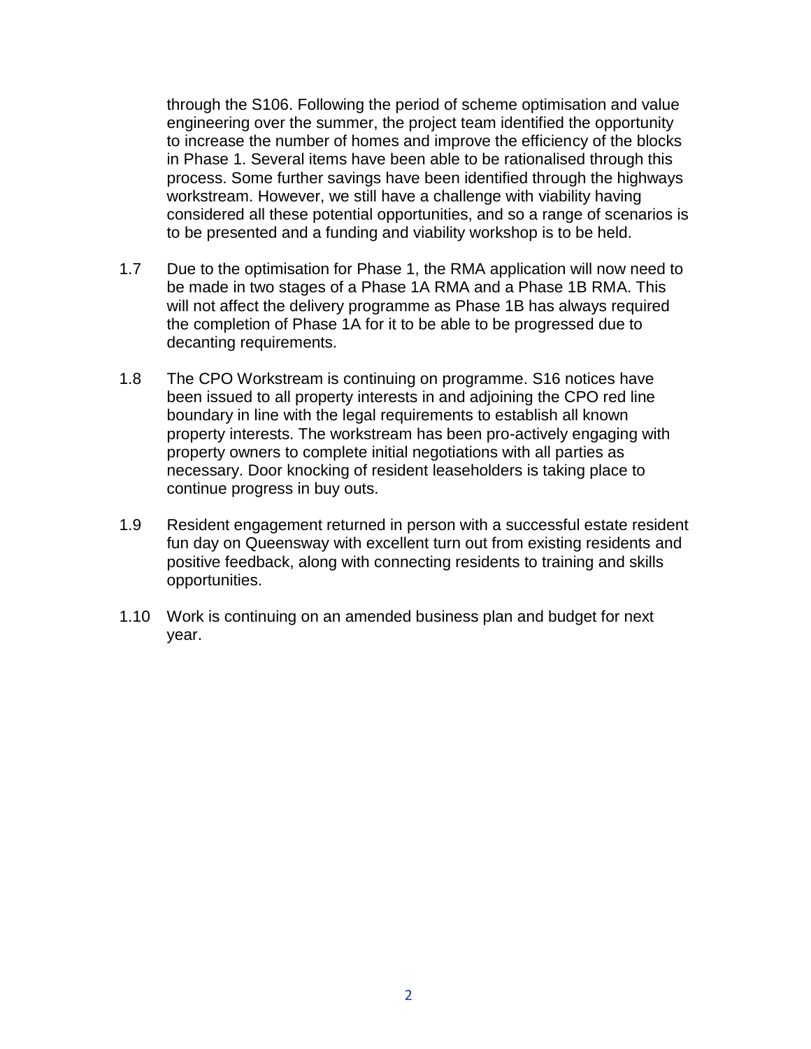through the S106. Following the period of scheme optimisation and value engineering over the summer, the project team identified the opportunity to increase the number of homes and improve the efficiency of the blocks in Phase 1. Several items have been able to be rationalised through this process. Some further savings have been identified through the highways workstream. However, we still have a challenge with viability having considered all these potential opportunities, and so a range of scenarios is to be presented and a funding and viability workshop is to be held.

1.7 Due to the optimisation for Phase 1, the RMA application will now need to be made in two stages of a Phase 1A RMA and a Phase 1B RMA. This will not affect the delivery programme as Phase 1B has always required the completion of Phase 1A for it to be able to be progressed due to decanting requirements.

1.8 The CPO Workstream is continuing on programme. S16 notices have been issued to all property interests in and adjoining the CPO red line boundary in line with the legal requirements to establish all known property interests. The workstream has been pro-actively engaging with property owners to complete initial negotiations with all parties as necessary. Door knocking of resident leaseholders is taking place to continue progress in buy outs.

1.9 Resident engagement returned in person with a successful estate resident fun day on Queensway with excellent turn out from existing residents and positive feedback, along with connecting residents to training and skills opportunities.

1.10 Work is continuing on an amended business plan and budget for next year.